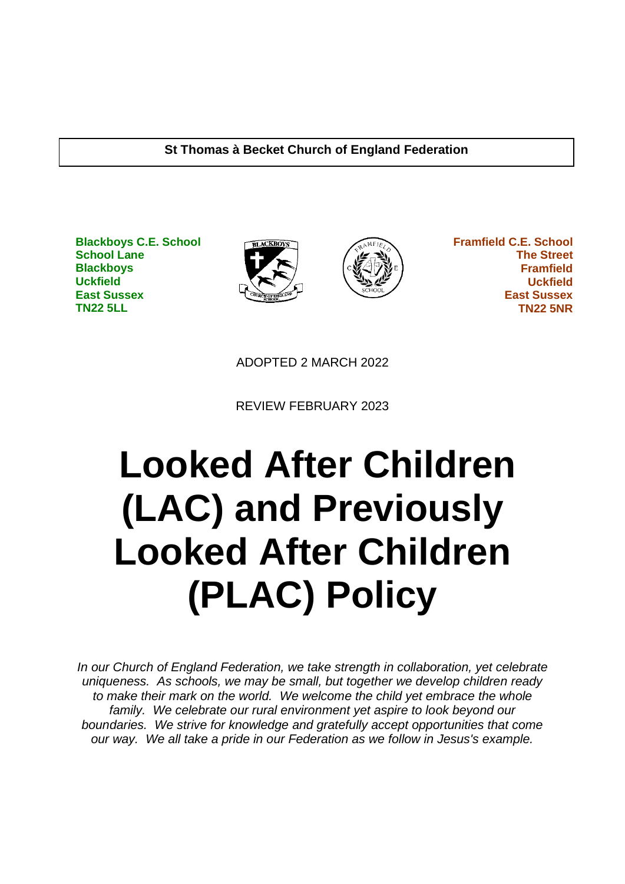**St Thomas à Becket Church of England Federation**

**Blackboys C.E. School**
**School Lane**
**Blackboys**
**Uckfield**
**East Sussex**
**TN22 5LL**

**Framfield C.E. School**
**The Street**
**Framfield**
**Uckfield**
**East Sussex**
**TN22 5NR**

ADOPTED 2 MARCH 2022

REVIEW FEBRUARY 2023

# Looked After Children (LAC) and Previously Looked After Children (PLAC) Policy

*In our Church of England Federation, we take strength in collaboration, yet celebrate uniqueness. As schools, we may be small, but together we develop children ready to make their mark on the world. We welcome the child yet embrace the whole family. We celebrate our rural environment yet aspire to look beyond our boundaries. We strive for knowledge and gratefully accept opportunities that come our way. We all take a pride in our Federation as we follow in Jesus's example.*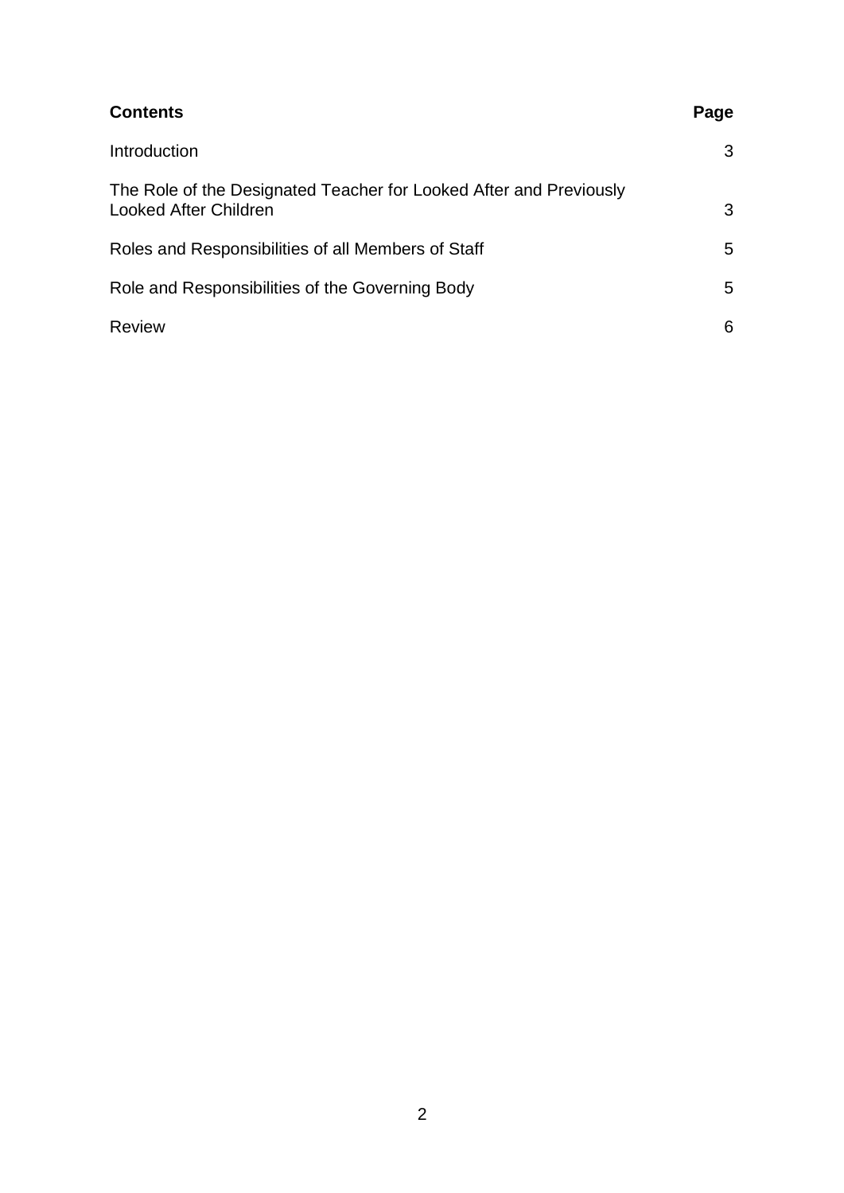| **Contents** | **Page** |
| --- | --- |
| Introduction | 3 |
| The Role of the Designated Teacher for Looked After and Previously Looked After Children | 3 |
| Roles and Responsibilities of all Members of Staff | 5 |
| Role and Responsibilities of the Governing Body | 5 |
| Review | 6 |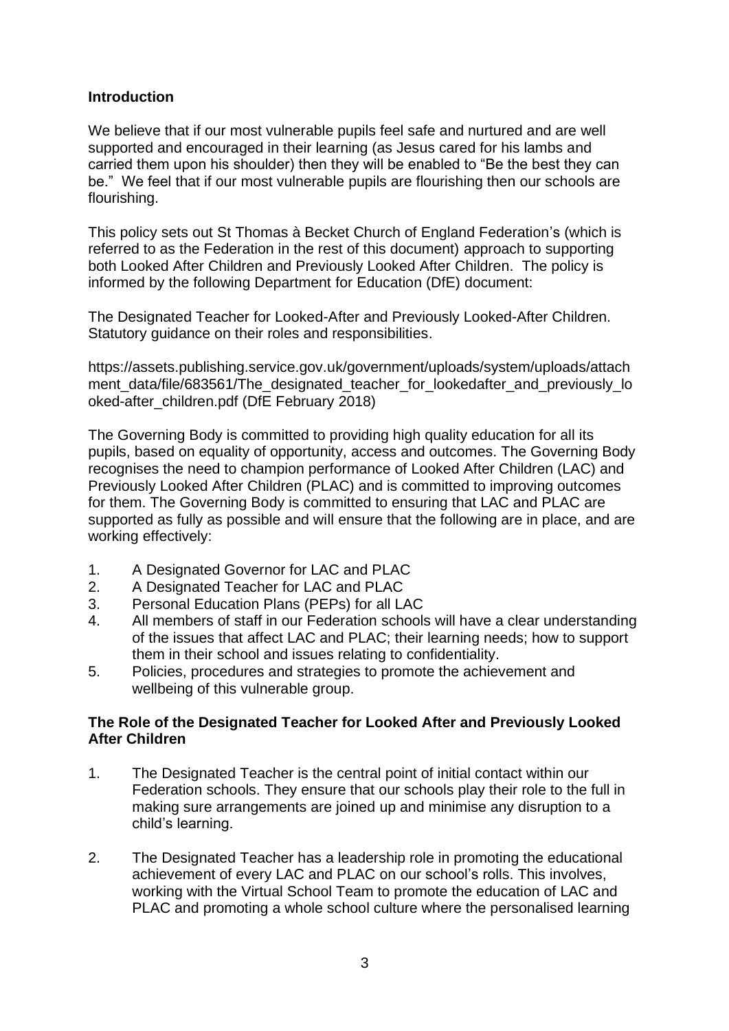**Introduction**

We believe that if our most vulnerable pupils feel safe and nurtured and are well supported and encouraged in their learning (as Jesus cared for his lambs and carried them upon his shoulder) then they will be enabled to "Be the best they can be." We feel that if our most vulnerable pupils are flourishing then our schools are flourishing.

This policy sets out St Thomas à Becket Church of England Federation's (which is referred to as the Federation in the rest of this document) approach to supporting both Looked After Children and Previously Looked After Children. The policy is informed by the following Department for Education (DfE) document:

The Designated Teacher for Looked-After and Previously Looked-After Children. Statutory guidance on their roles and responsibilities.

https://assets.publishing.service.gov.uk/government/uploads/system/uploads/attachment_data/file/683561/The_designated_teacher_for_lookedafter_and_previously_looked-after_children.pdf (DfE February 2018)

The Governing Body is committed to providing high quality education for all its pupils, based on equality of opportunity, access and outcomes. The Governing Body recognises the need to champion performance of Looked After Children (LAC) and Previously Looked After Children (PLAC) and is committed to improving outcomes for them. The Governing Body is committed to ensuring that LAC and PLAC are supported as fully as possible and will ensure that the following are in place, and are working effectively:

1. A Designated Governor for LAC and PLAC
2. A Designated Teacher for LAC and PLAC
3. Personal Education Plans (PEPs) for all LAC
4. All members of staff in our Federation schools will have a clear understanding of the issues that affect LAC and PLAC; their learning needs; how to support them in their school and issues relating to confidentiality.
5. Policies, procedures and strategies to promote the achievement and wellbeing of this vulnerable group.

**The Role of the Designated Teacher for Looked After and Previously Looked After Children**

1. The Designated Teacher is the central point of initial contact within our Federation schools. They ensure that our schools play their role to the full in making sure arrangements are joined up and minimise any disruption to a child's learning.

2. The Designated Teacher has a leadership role in promoting the educational achievement of every LAC and PLAC on our school's rolls. This involves, working with the Virtual School Team to promote the education of LAC and PLAC and promoting a whole school culture where the personalised learning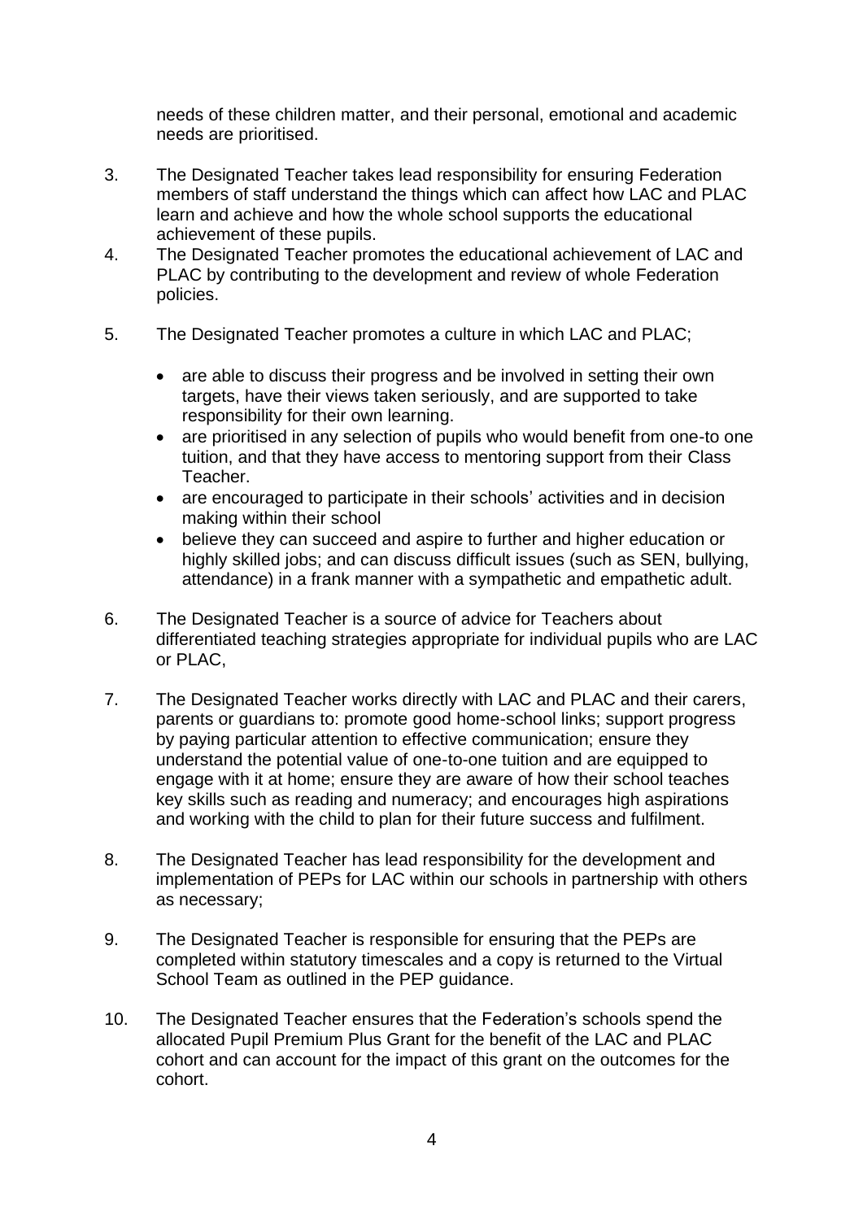needs of these children matter, and their personal, emotional and academic needs are prioritised.

3. The Designated Teacher takes lead responsibility for ensuring Federation members of staff understand the things which can affect how LAC and PLAC learn and achieve and how the whole school supports the educational achievement of these pupils.
4. The Designated Teacher promotes the educational achievement of LAC and PLAC by contributing to the development and review of whole Federation policies.
5. The Designated Teacher promotes a culture in which LAC and PLAC;

   - are able to discuss their progress and be involved in setting their own targets, have their views taken seriously, and are supported to take responsibility for their own learning.
   - are prioritised in any selection of pupils who would benefit from one-to one tuition, and that they have access to mentoring support from their Class Teacher.
   - are encouraged to participate in their schools' activities and in decision making within their school
   - believe they can succeed and aspire to further and higher education or highly skilled jobs; and can discuss difficult issues (such as SEN, bullying, attendance) in a frank manner with a sympathetic and empathetic adult.

6. The Designated Teacher is a source of advice for Teachers about differentiated teaching strategies appropriate for individual pupils who are LAC or PLAC,
7. The Designated Teacher works directly with LAC and PLAC and their carers, parents or guardians to: promote good home-school links; support progress by paying particular attention to effective communication; ensure they understand the potential value of one-to-one tuition and are equipped to engage with it at home; ensure they are aware of how their school teaches key skills such as reading and numeracy; and encourages high aspirations and working with the child to plan for their future success and fulfilment.
8. The Designated Teacher has lead responsibility for the development and implementation of PEPs for LAC within our schools in partnership with others as necessary;
9. The Designated Teacher is responsible for ensuring that the PEPs are completed within statutory timescales and a copy is returned to the Virtual School Team as outlined in the PEP guidance.
10. The Designated Teacher ensures that the Federation's schools spend the allocated Pupil Premium Plus Grant for the benefit of the LAC and PLAC cohort and can account for the impact of this grant on the outcomes for the cohort.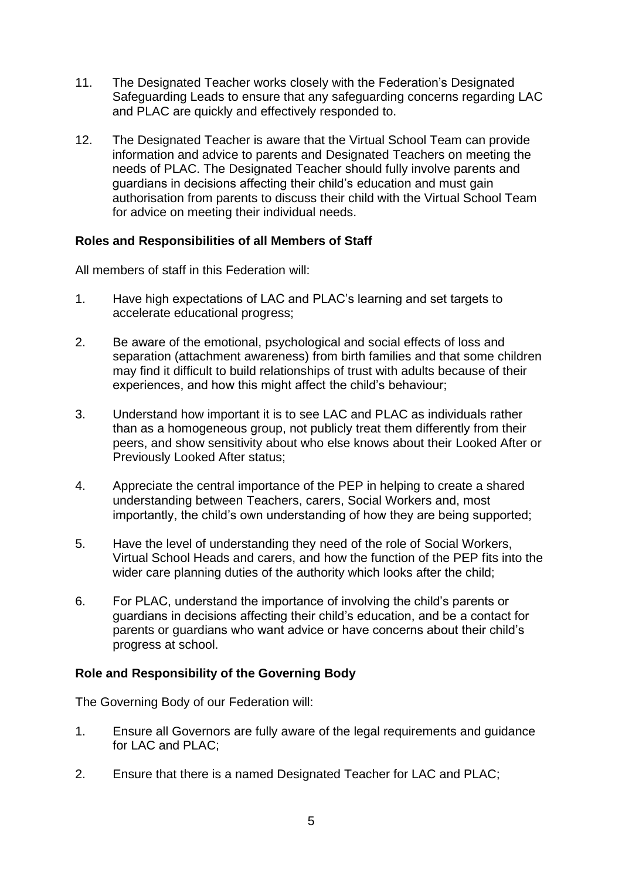11. The Designated Teacher works closely with the Federation's Designated Safeguarding Leads to ensure that any safeguarding concerns regarding LAC and PLAC are quickly and effectively responded to.

12. The Designated Teacher is aware that the Virtual School Team can provide information and advice to parents and Designated Teachers on meeting the needs of PLAC. The Designated Teacher should fully involve parents and guardians in decisions affecting their child's education and must gain authorisation from parents to discuss their child with the Virtual School Team for advice on meeting their individual needs.

**Roles and Responsibilities of all Members of Staff**

All members of staff in this Federation will:

1. Have high expectations of LAC and PLAC's learning and set targets to accelerate educational progress;

2. Be aware of the emotional, psychological and social effects of loss and separation (attachment awareness) from birth families and that some children may find it difficult to build relationships of trust with adults because of their experiences, and how this might affect the child's behaviour;

3. Understand how important it is to see LAC and PLAC as individuals rather than as a homogeneous group, not publicly treat them differently from their peers, and show sensitivity about who else knows about their Looked After or Previously Looked After status;

4. Appreciate the central importance of the PEP in helping to create a shared understanding between Teachers, carers, Social Workers and, most importantly, the child's own understanding of how they are being supported;

5. Have the level of understanding they need of the role of Social Workers, Virtual School Heads and carers, and how the function of the PEP fits into the wider care planning duties of the authority which looks after the child;

6. For PLAC, understand the importance of involving the child's parents or guardians in decisions affecting their child's education, and be a contact for parents or guardians who want advice or have concerns about their child's progress at school.

**Role and Responsibility of the Governing Body**

The Governing Body of our Federation will:

1. Ensure all Governors are fully aware of the legal requirements and guidance for LAC and PLAC;

2. Ensure that there is a named Designated Teacher for LAC and PLAC;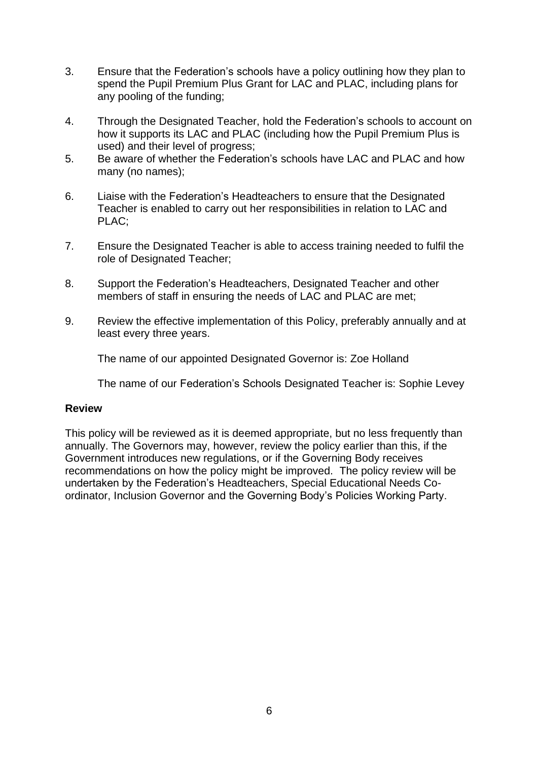3. Ensure that the Federation's schools have a policy outlining how they plan to spend the Pupil Premium Plus Grant for LAC and PLAC, including plans for any pooling of the funding;

4. Through the Designated Teacher, hold the Federation's schools to account on how it supports its LAC and PLAC (including how the Pupil Premium Plus is used) and their level of progress;

5. Be aware of whether the Federation's schools have LAC and PLAC and how many (no names);

6. Liaise with the Federation's Headteachers to ensure that the Designated Teacher is enabled to carry out her responsibilities in relation to LAC and PLAC;

7. Ensure the Designated Teacher is able to access training needed to fulfil the role of Designated Teacher;

8. Support the Federation's Headteachers, Designated Teacher and other members of staff in ensuring the needs of LAC and PLAC are met;

9. Review the effective implementation of this Policy, preferably annually and at least every three years.

The name of our appointed Designated Governor is: Zoe Holland

The name of our Federation's Schools Designated Teacher is: Sophie Levey

**Review**

This policy will be reviewed as it is deemed appropriate, but no less frequently than annually. The Governors may, however, review the policy earlier than this, if the Government introduces new regulations, or if the Governing Body receives recommendations on how the policy might be improved. The policy review will be undertaken by the Federation's Headteachers, Special Educational Needs Co-ordinator, Inclusion Governor and the Governing Body's Policies Working Party.